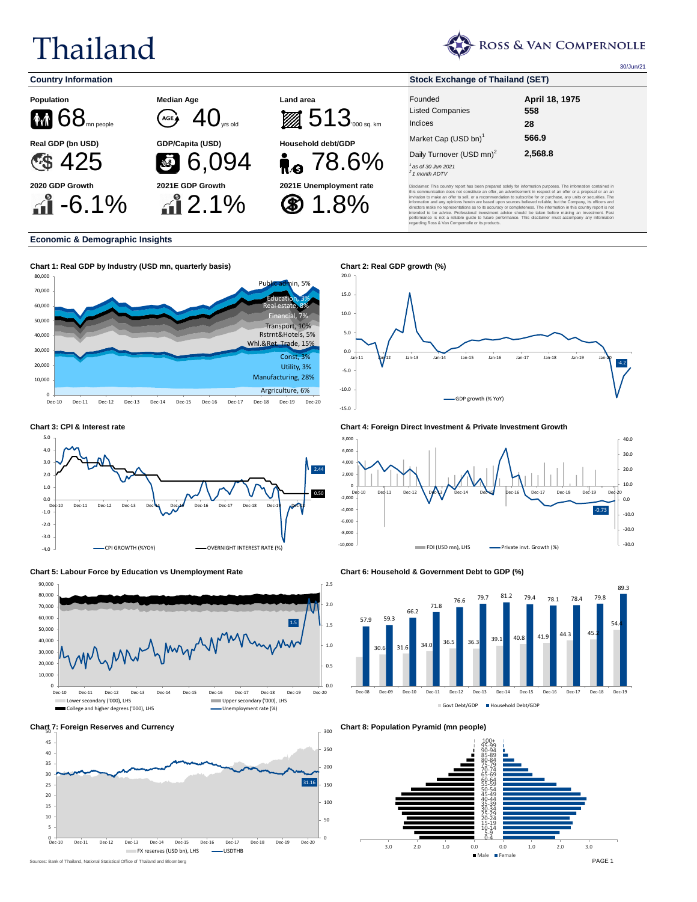# Thailand

**ROSS & VAN COMPERNOLLE**

30/Jun/21

## Country Information

**Population**
68 mn people

**Median Age**
40 yrs old

**Land area**
513 '000 sq. km

**Real GDP (bn USD)**
425

**GDP/Capita (USD)**
6,094

**Household debt/GDP**
78.6%

**2020 GDP Growth**
-6.1%

**2021E GDP Growth**
2.1%

**2021E Unemployment rate**
1.8%

## Stock Exchange of Thailand (SET)

| | |
|---|---|
| Founded | **April 18, 1975** |
| Listed Companies | **558** |
| Indices | **28** |
| Market Cap (USD bn)[1] | **566.9** |
| Daily Turnover (USD mn)[2] | **2,568.8** |

*[1] as of 30 Jun 2021*
*[2] 1 month ADTV*

Disclaimer: This country report has been prepared solely for information purposes. The information contained in this communication does not constitute an offer, an advertisement in respect of an offer or a proposal or an an invitation to make an offer to sell, or a recommendation to subscribe for or purchase, any units or securities. The information and any opinions herein are based upon sources believed reliable, but the Company, its officers and directors make no representations as to its accuracy or completeness. The information in this country report is not intended to be advice. Professional investment advice should be taken before making an investment. Past performance is not a reliable guide to future performance. This disclaimer must accompany any information regarding Ross & Van Compernolle or its products.

## Economic & Demographic Insights

**Chart 1: Real GDP by Industry (USD mn, quarterly basis)**

Public admin, 5%; Education, 3%; Real estate, 8%; Financial, 7%; Transport, 10%; Rstrnt&Hotels, 5%; Whl.&Ret. Trade, 15%; Const, 3%; Utility, 3%; Manufacturing, 28%; Argriculture, 6%

**Chart 2: Real GDP growth (%)**

GDP growth (% YoY); latest: -4.2

**Chart 3: CPI & Interest rate**

CPI GROWTH (%YOY): 2.44; OVERNIGHT INTEREST RATE (%): 0.50

**Chart 4: Foreign Direct Investment & Private Investment Growth**

FDI (USD mn), LHS; Private invt. Growth (%): -0.73

**Chart 5: Labour Force by Education vs Unemployment Rate**

Lower secondary ('000), LHS; Upper secondary ('000), LHS; College and higher degrees ('000), LHS; Unemployment rate (%): 1.5

**Chart 6: Household & Government Debt to GDP (%)**

| | Dec-08 | Dec-09 | Dec-10 | Dec-11 | Dec-12 | Dec-13 | Dec-14 | Dec-15 | Dec-16 | Dec-17 | Dec-18 | Dec-19 |
|---|---|---|---|---|---|---|---|---|---|---|---|---|
| Govt Debt/GDP | | 30.6 | 31.6 | 34.0 | 36.5 | 36.3 | 39.1 | 40.8 | 41.9 | 44.3 | 45.2 | 54.4 |
| Household Debt/GDP | 57.9 | 59.3 | 66.2 | 71.8 | 76.6 | 79.7 | 81.2 | 79.4 | 78.1 | 78.4 | 79.8 | 89.3 |

**Chart 7: Foreign Reserves and Currency**

FX reserves (USD bn), LHS; USDTHB: 31.16

**Chart 8: Population Pyramid (mn people)**

Male; Female

Sources: Bank of Thailand, National Statistical Office of Thailand and Bloomberg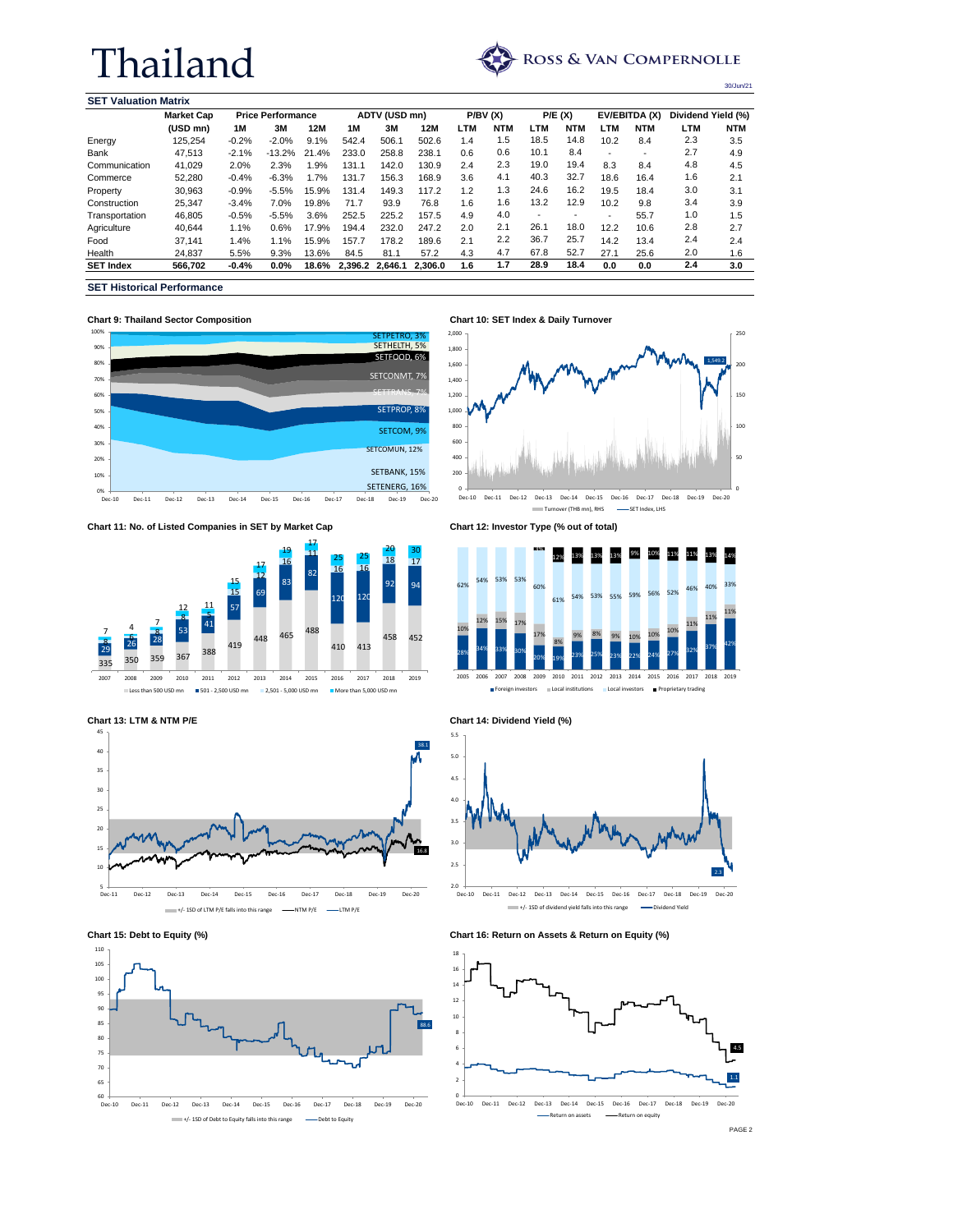# Thailand

30/Jun/21

## SET Valuation Matrix

| | Market Cap | Price Performance | | | ADTV (USD mn) | | | P/BV (X) | | P/E (X) | | EV/EBITDA (X) | | Dividend Yield (%) | |
|---|---|---|---|---|---|---|---|---|---|---|---|---|---|---|---|
| | (USD mn) | 1M | 3M | 12M | 1M | 3M | 12M | LTM | NTM | LTM | NTM | LTM | NTM | LTM | NTM |
| Energy | 125,254 | -0.2% | -2.0% | 9.1% | 542.4 | 506.1 | 502.6 | 1.4 | 1.5 | 18.5 | 14.8 | 10.2 | 8.4 | 2.3 | 3.5 |
| Bank | 47,513 | -2.1% | -13.2% | 21.4% | 233.0 | 258.8 | 238.1 | 0.6 | 0.6 | 10.1 | 8.4 | - | - | 2.7 | 4.9 |
| Communication | 41,029 | 2.0% | 2.3% | 1.9% | 131.1 | 142.0 | 130.9 | 2.4 | 2.3 | 19.0 | 19.4 | 8.3 | 8.4 | 4.8 | 4.5 |
| Commerce | 52,280 | -0.4% | -6.3% | 1.7% | 131.7 | 156.3 | 168.9 | 3.6 | 4.1 | 40.3 | 32.7 | 18.6 | 16.4 | 1.6 | 2.1 |
| Property | 30,963 | -0.9% | -5.5% | 15.9% | 131.4 | 149.3 | 117.2 | 1.2 | 1.3 | 24.6 | 16.2 | 19.5 | 18.4 | 3.0 | 3.1 |
| Construction | 25,347 | -3.4% | 7.0% | 19.8% | 71.7 | 93.9 | 76.8 | 1.6 | 1.6 | 13.2 | 12.9 | 10.2 | 9.8 | 3.4 | 3.9 |
| Transportation | 46,805 | -0.5% | -5.5% | 3.6% | 252.5 | 225.2 | 157.5 | 4.9 | 4.0 | - | - | - | 55.7 | 1.0 | 1.5 |
| Agriculture | 40,644 | 1.1% | 0.6% | 17.9% | 194.4 | 232.0 | 247.2 | 2.0 | 2.1 | 26.1 | 18.0 | 12.2 | 10.6 | 2.8 | 2.7 |
| Food | 37,141 | 1.4% | 1.1% | 15.9% | 157.7 | 178.2 | 189.6 | 2.1 | 2.2 | 36.7 | 25.7 | 14.2 | 13.4 | 2.4 | 2.4 |
| Health | 24,837 | 5.5% | 9.3% | 13.6% | 84.5 | 81.1 | 57.2 | 4.3 | 4.7 | 67.8 | 52.7 | 27.1 | 25.6 | 2.0 | 1.6 |
| **SET Index** | **566,702** | **-0.4%** | **0.0%** | **18.6%** | **2,396.2** | **2,646.1** | **2,306.0** | **1.6** | **1.7** | **28.9** | **18.4** | **0.0** | **0.0** | **2.4** | **3.0** |

## SET Historical Performance

**Chart 9: Thailand Sector Composition**

SETPETRO, 3%
SETHELTH, 5%
SETFOOD, 6%
SETCONMT, 7%
SETTRANS, 7%
SETPROP, 8%
SETCOM, 9%
SETCOMUN, 12%
SETBANK, 15%
SETENERG, 16%

**Chart 10: SET Index & Daily Turnover**

1,549.2
Turnover (THB mn), RHS — SET Index, LHS

**Chart 11: No. of Listed Companies in SET by Market Cap**

Less than 500 USD mn | 501 - 2,500 USD mn | 2,501 - 5,000 USD mn | More than 5,000 USD mn

**Chart 12: Investor Type (% out of total)**

Foreign investors | Local institutions | Local investors | Proprietary trading

**Chart 13: LTM & NTM P/E**

38.1
16.8
+/- 1SD of LTM P/E falls into this range — NTM P/E — LTM P/E

**Chart 14: Dividend Yield (%)**

2.3
+/- 1SD of dividend yield falls into this range — Dividend Yield

**Chart 15: Debt to Equity (%)**

88.6
+/- 1SD of Debt to Equity falls into this range — Debt to Equity

**Chart 16: Return on Assets & Return on Equity (%)**

4.5
1.1
Return on assets — Return on equity